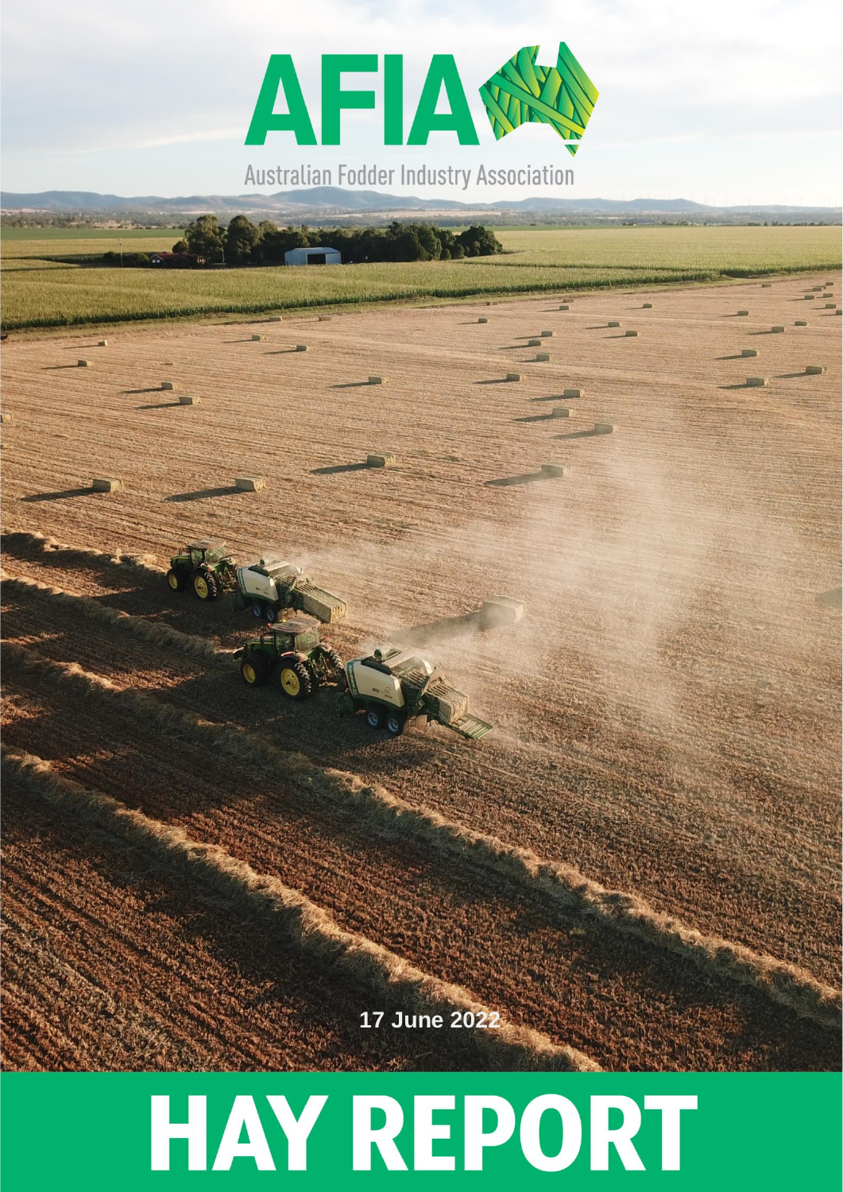# AFIA

Australian Fodder Industry Association

17 June 2022

# HAY REPORT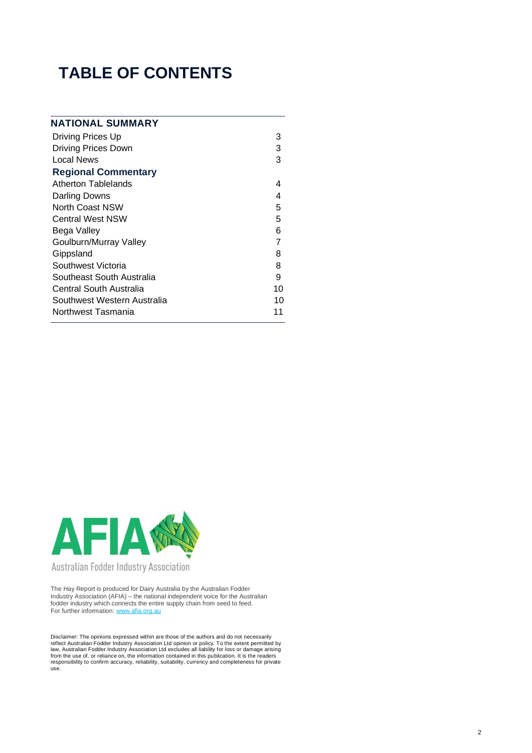# TABLE OF CONTENTS

| NATIONAL SUMMARY | |
|---|---|
| Driving Prices Up | 3 |
| Driving Prices Down | 3 |
| Local News | 3 |
| **Regional Commentary** | |
| Atherton Tablelands | 4 |
| Darling Downs | 4 |
| North Coast NSW | 5 |
| Central West NSW | 5 |
| Bega Valley | 6 |
| Goulburn/Murray Valley | 7 |
| Gippsland | 8 |
| Southwest Victoria | 8 |
| Southeast South Australia | 9 |
| Central South Australia | 10 |
| Southwest Western Australia | 10 |
| Northwest Tasmania | 11 |

AFIA

Australian Fodder Industry Association

The Hay Report is produced for Dairy Australia by the Australian Fodder Industry Association (AFIA) – the national independent voice for the Australian fodder industry which connects the entire supply chain from seed to feed. For further information: [www.afia.org.au](http://www.afia.org.au)

Disclaimer: The opinions expressed within are those of the authors and do not necessarily reflect Australian Fodder Industry Association Ltd opinion or policy. To the extent permitted by law, Australian Fodder Industry Association Ltd excludes all liability for loss or damage arising from the use of, or reliance on, the information contained in this publication. It is the readers responsibility to confirm accuracy, reliability, suitability, currency and completeness for private use.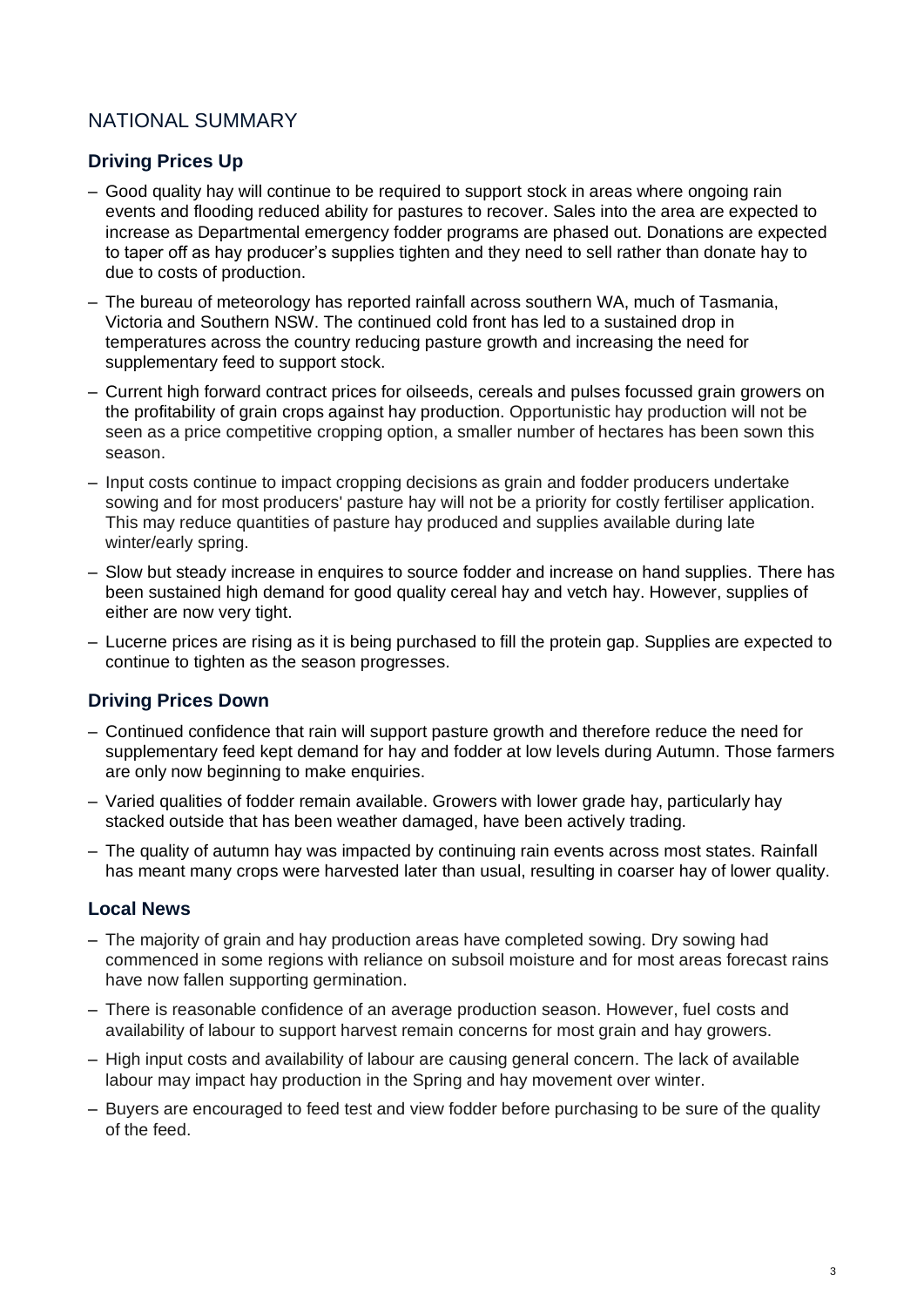## NATIONAL SUMMARY

### Driving Prices Up

- Good quality hay will continue to be required to support stock in areas where ongoing rain events and flooding reduced ability for pastures to recover. Sales into the area are expected to increase as Departmental emergency fodder programs are phased out. Donations are expected to taper off as hay producer's supplies tighten and they need to sell rather than donate hay to due to costs of production.
- The bureau of meteorology has reported rainfall across southern WA, much of Tasmania, Victoria and Southern NSW. The continued cold front has led to a sustained drop in temperatures across the country reducing pasture growth and increasing the need for supplementary feed to support stock.
- Current high forward contract prices for oilseeds, cereals and pulses focussed grain growers on the profitability of grain crops against hay production. Opportunistic hay production will not be seen as a price competitive cropping option, a smaller number of hectares has been sown this season.
- Input costs continue to impact cropping decisions as grain and fodder producers undertake sowing and for most producers' pasture hay will not be a priority for costly fertiliser application. This may reduce quantities of pasture hay produced and supplies available during late winter/early spring.
- Slow but steady increase in enquires to source fodder and increase on hand supplies. There has been sustained high demand for good quality cereal hay and vetch hay. However, supplies of either are now very tight.
- Lucerne prices are rising as it is being purchased to fill the protein gap. Supplies are expected to continue to tighten as the season progresses.

### Driving Prices Down

- Continued confidence that rain will support pasture growth and therefore reduce the need for supplementary feed kept demand for hay and fodder at low levels during Autumn. Those farmers are only now beginning to make enquiries.
- Varied qualities of fodder remain available. Growers with lower grade hay, particularly hay stacked outside that has been weather damaged, have been actively trading.
- The quality of autumn hay was impacted by continuing rain events across most states. Rainfall has meant many crops were harvested later than usual, resulting in coarser hay of lower quality.

### Local News

- The majority of grain and hay production areas have completed sowing. Dry sowing had commenced in some regions with reliance on subsoil moisture and for most areas forecast rains have now fallen supporting germination.
- There is reasonable confidence of an average production season. However, fuel costs and availability of labour to support harvest remain concerns for most grain and hay growers.
- High input costs and availability of labour are causing general concern. The lack of available labour may impact hay production in the Spring and hay movement over winter.
- Buyers are encouraged to feed test and view fodder before purchasing to be sure of the quality of the feed.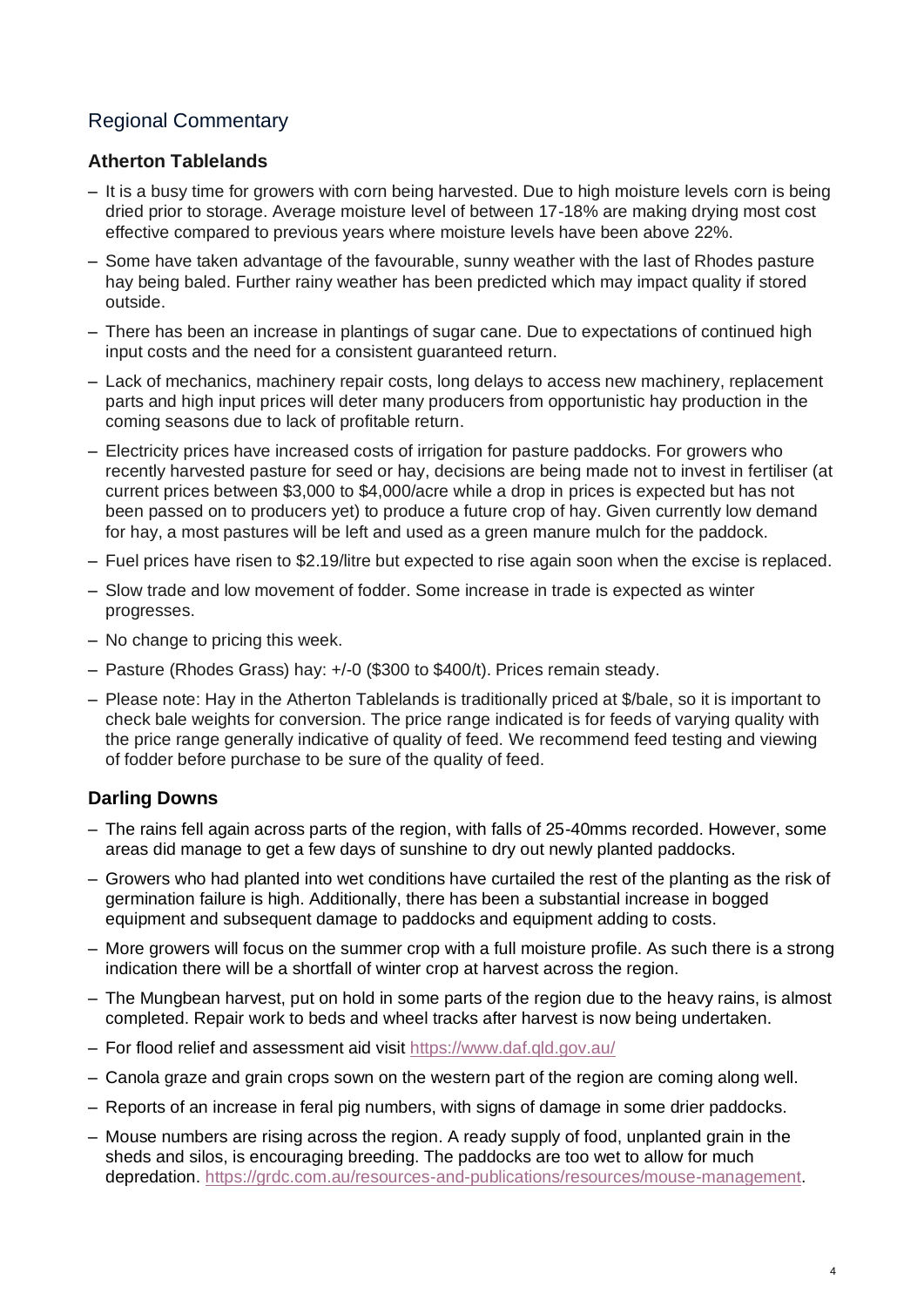## Regional Commentary

### Atherton Tablelands

- It is a busy time for growers with corn being harvested. Due to high moisture levels corn is being dried prior to storage. Average moisture level of between 17-18% are making drying most cost effective compared to previous years where moisture levels have been above 22%.
- Some have taken advantage of the favourable, sunny weather with the last of Rhodes pasture hay being baled. Further rainy weather has been predicted which may impact quality if stored outside.
- There has been an increase in plantings of sugar cane. Due to expectations of continued high input costs and the need for a consistent guaranteed return.
- Lack of mechanics, machinery repair costs, long delays to access new machinery, replacement parts and high input prices will deter many producers from opportunistic hay production in the coming seasons due to lack of profitable return.
- Electricity prices have increased costs of irrigation for pasture paddocks. For growers who recently harvested pasture for seed or hay, decisions are being made not to invest in fertiliser (at current prices between $3,000 to $4,000/acre while a drop in prices is expected but has not been passed on to producers yet) to produce a future crop of hay. Given currently low demand for hay, a most pastures will be left and used as a green manure mulch for the paddock.
- Fuel prices have risen to $2.19/litre but expected to rise again soon when the excise is replaced.
- Slow trade and low movement of fodder. Some increase in trade is expected as winter progresses.
- No change to pricing this week.
- Pasture (Rhodes Grass) hay: +/-0 ($300 to $400/t). Prices remain steady.
- Please note: Hay in the Atherton Tablelands is traditionally priced at $/bale, so it is important to check bale weights for conversion. The price range indicated is for feeds of varying quality with the price range generally indicative of quality of feed. We recommend feed testing and viewing of fodder before purchase to be sure of the quality of feed.

### Darling Downs

- The rains fell again across parts of the region, with falls of 25-40mms recorded. However, some areas did manage to get a few days of sunshine to dry out newly planted paddocks.
- Growers who had planted into wet conditions have curtailed the rest of the planting as the risk of germination failure is high. Additionally, there has been a substantial increase in bogged equipment and subsequent damage to paddocks and equipment adding to costs.
- More growers will focus on the summer crop with a full moisture profile. As such there is a strong indication there will be a shortfall of winter crop at harvest across the region.
- The Mungbean harvest, put on hold in some parts of the region due to the heavy rains, is almost completed. Repair work to beds and wheel tracks after harvest is now being undertaken.
- For flood relief and assessment aid visit https://www.daf.qld.gov.au/
- Canola graze and grain crops sown on the western part of the region are coming along well.
- Reports of an increase in feral pig numbers, with signs of damage in some drier paddocks.
- Mouse numbers are rising across the region. A ready supply of food, unplanted grain in the sheds and silos, is encouraging breeding. The paddocks are too wet to allow for much depredation. https://grdc.com.au/resources-and-publications/resources/mouse-management.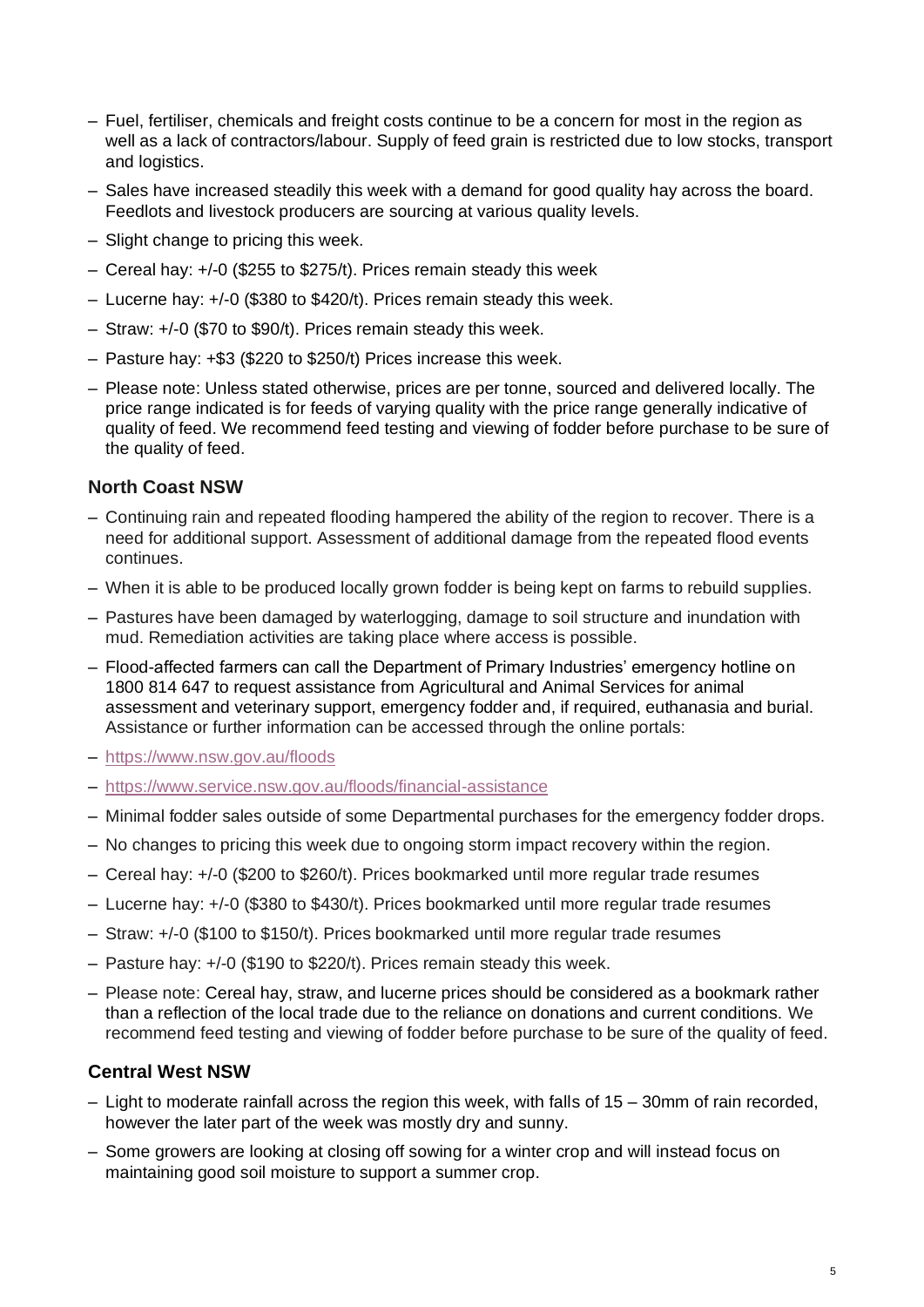- Fuel, fertiliser, chemicals and freight costs continue to be a concern for most in the region as well as a lack of contractors/labour. Supply of feed grain is restricted due to low stocks, transport and logistics.
- Sales have increased steadily this week with a demand for good quality hay across the board. Feedlots and livestock producers are sourcing at various quality levels.
- Slight change to pricing this week.
- Cereal hay: +/-0 ($255 to $275/t). Prices remain steady this week
- Lucerne hay: +/-0 ($380 to $420/t). Prices remain steady this week.
- Straw: +/-0 ($70 to $90/t). Prices remain steady this week.
- Pasture hay: +$3 ($220 to $250/t) Prices increase this week.
- Please note: Unless stated otherwise, prices are per tonne, sourced and delivered locally. The price range indicated is for feeds of varying quality with the price range generally indicative of quality of feed. We recommend feed testing and viewing of fodder before purchase to be sure of the quality of feed.

### North Coast NSW

- Continuing rain and repeated flooding hampered the ability of the region to recover. There is a need for additional support. Assessment of additional damage from the repeated flood events continues.
- When it is able to be produced locally grown fodder is being kept on farms to rebuild supplies.
- Pastures have been damaged by waterlogging, damage to soil structure and inundation with mud. Remediation activities are taking place where access is possible.
- Flood-affected farmers can call the Department of Primary Industries' emergency hotline on 1800 814 647 to request assistance from Agricultural and Animal Services for animal assessment and veterinary support, emergency fodder and, if required, euthanasia and burial. Assistance or further information can be accessed through the online portals:
- https://www.nsw.gov.au/floods
- https://www.service.nsw.gov.au/floods/financial-assistance
- Minimal fodder sales outside of some Departmental purchases for the emergency fodder drops.
- No changes to pricing this week due to ongoing storm impact recovery within the region.
- Cereal hay: +/-0 ($200 to $260/t). Prices bookmarked until more regular trade resumes
- Lucerne hay: +/-0 ($380 to $430/t). Prices bookmarked until more regular trade resumes
- Straw: +/-0 ($100 to $150/t). Prices bookmarked until more regular trade resumes
- Pasture hay: +/-0 ($190 to $220/t). Prices remain steady this week.
- Please note: Cereal hay, straw, and lucerne prices should be considered as a bookmark rather than a reflection of the local trade due to the reliance on donations and current conditions. We recommend feed testing and viewing of fodder before purchase to be sure of the quality of feed.

### Central West NSW

- Light to moderate rainfall across the region this week, with falls of 15 – 30mm of rain recorded, however the later part of the week was mostly dry and sunny.
- Some growers are looking at closing off sowing for a winter crop and will instead focus on maintaining good soil moisture to support a summer crop.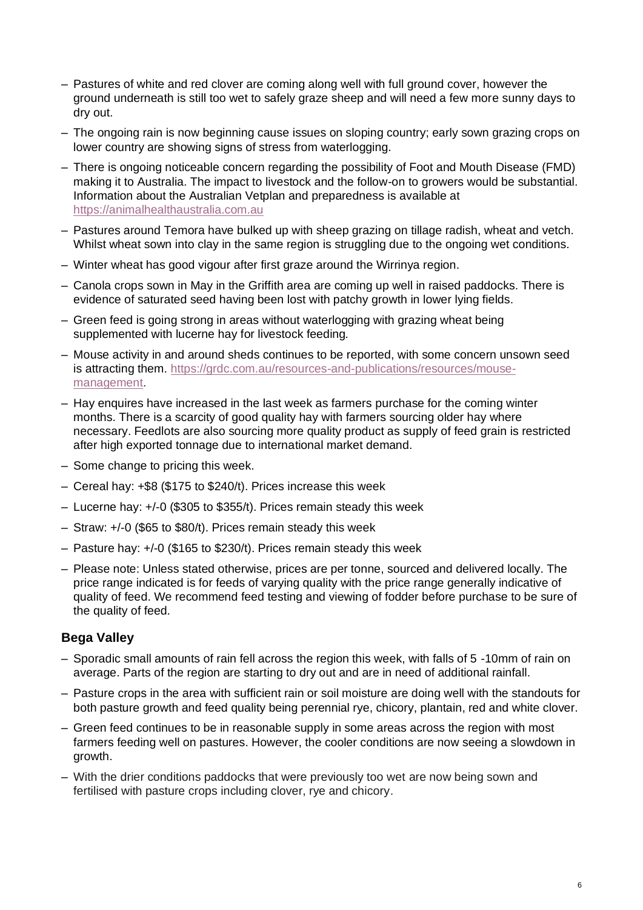- Pastures of white and red clover are coming along well with full ground cover, however the ground underneath is still too wet to safely graze sheep and will need a few more sunny days to dry out.
- The ongoing rain is now beginning cause issues on sloping country; early sown grazing crops on lower country are showing signs of stress from waterlogging.
- There is ongoing noticeable concern regarding the possibility of Foot and Mouth Disease (FMD) making it to Australia. The impact to livestock and the follow-on to growers would be substantial. Information about the Australian Vetplan and preparedness is available at https://animalhealthaustralia.com.au
- Pastures around Temora have bulked up with sheep grazing on tillage radish, wheat and vetch. Whilst wheat sown into clay in the same region is struggling due to the ongoing wet conditions.
- Winter wheat has good vigour after first graze around the Wirrinya region.
- Canola crops sown in May in the Griffith area are coming up well in raised paddocks. There is evidence of saturated seed having been lost with patchy growth in lower lying fields.
- Green feed is going strong in areas without waterlogging with grazing wheat being supplemented with lucerne hay for livestock feeding.
- Mouse activity in and around sheds continues to be reported, with some concern unsown seed is attracting them. https://grdc.com.au/resources-and-publications/resources/mouse-management.
- Hay enquires have increased in the last week as farmers purchase for the coming winter months. There is a scarcity of good quality hay with farmers sourcing older hay where necessary. Feedlots are also sourcing more quality product as supply of feed grain is restricted after high exported tonnage due to international market demand.
- Some change to pricing this week.
- Cereal hay: +$8 ($175 to $240/t). Prices increase this week
- Lucerne hay: +/-0 ($305 to $355/t). Prices remain steady this week
- Straw: +/-0 ($65 to $80/t). Prices remain steady this week
- Pasture hay: +/-0 ($165 to $230/t). Prices remain steady this week
- Please note: Unless stated otherwise, prices are per tonne, sourced and delivered locally. The price range indicated is for feeds of varying quality with the price range generally indicative of quality of feed. We recommend feed testing and viewing of fodder before purchase to be sure of the quality of feed.

## Bega Valley

- Sporadic small amounts of rain fell across the region this week, with falls of 5 -10mm of rain on average. Parts of the region are starting to dry out and are in need of additional rainfall.
- Pasture crops in the area with sufficient rain or soil moisture are doing well with the standouts for both pasture growth and feed quality being perennial rye, chicory, plantain, red and white clover.
- Green feed continues to be in reasonable supply in some areas across the region with most farmers feeding well on pastures. However, the cooler conditions are now seeing a slowdown in growth.
- With the drier conditions paddocks that were previously too wet are now being sown and fertilised with pasture crops including clover, rye and chicory.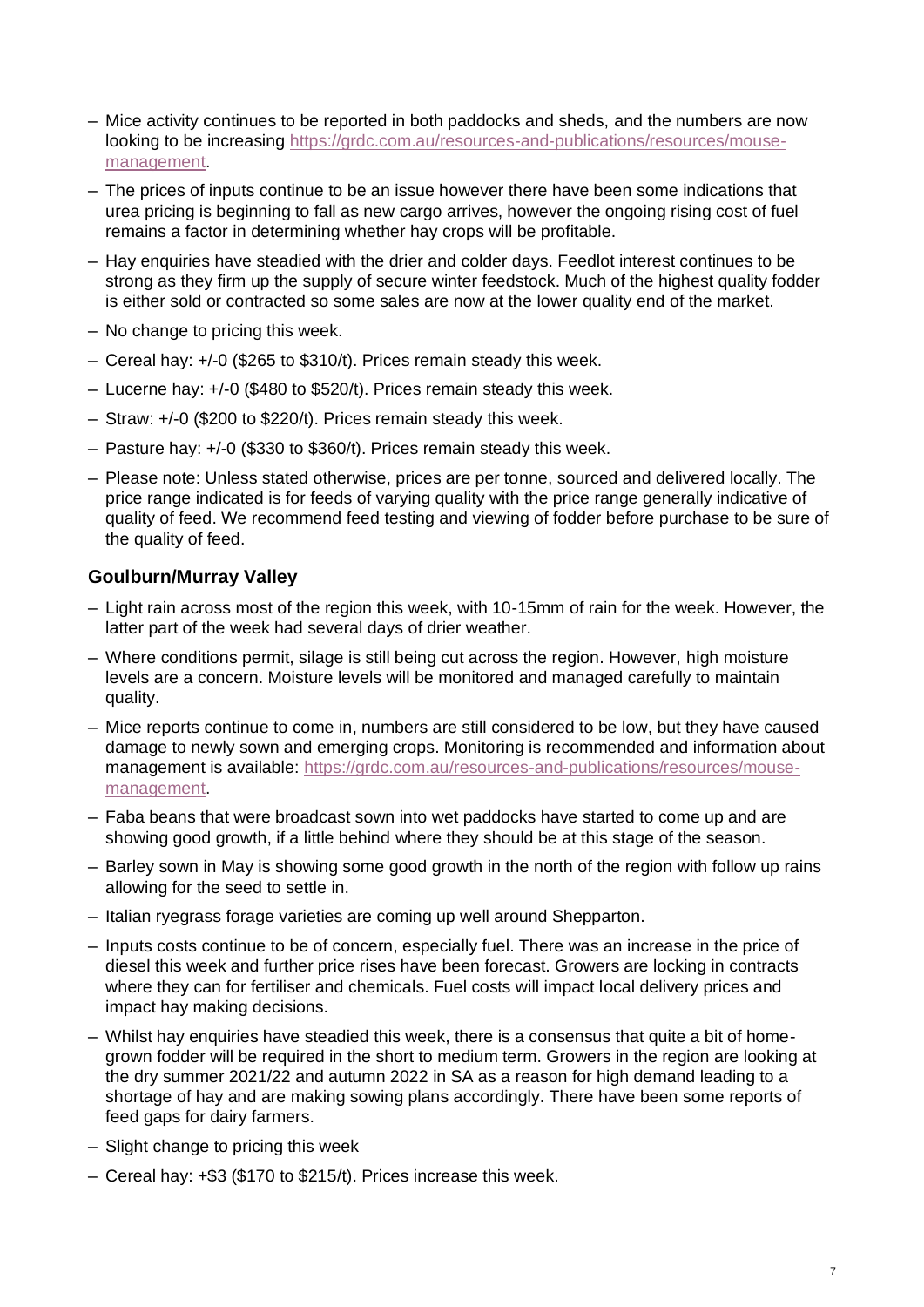- Mice activity continues to be reported in both paddocks and sheds, and the numbers are now looking to be increasing https://grdc.com.au/resources-and-publications/resources/mouse-management.
- The prices of inputs continue to be an issue however there have been some indications that urea pricing is beginning to fall as new cargo arrives, however the ongoing rising cost of fuel remains a factor in determining whether hay crops will be profitable.
- Hay enquiries have steadied with the drier and colder days. Feedlot interest continues to be strong as they firm up the supply of secure winter feedstock. Much of the highest quality fodder is either sold or contracted so some sales are now at the lower quality end of the market.
- No change to pricing this week.
- Cereal hay: +/-0 ($265 to $310/t). Prices remain steady this week.
- Lucerne hay: +/-0 ($480 to $520/t). Prices remain steady this week.
- Straw: +/-0 ($200 to $220/t). Prices remain steady this week.
- Pasture hay: +/-0 ($330 to $360/t). Prices remain steady this week.
- Please note: Unless stated otherwise, prices are per tonne, sourced and delivered locally. The price range indicated is for feeds of varying quality with the price range generally indicative of quality of feed. We recommend feed testing and viewing of fodder before purchase to be sure of the quality of feed.

### Goulburn/Murray Valley

- Light rain across most of the region this week, with 10-15mm of rain for the week. However, the latter part of the week had several days of drier weather.
- Where conditions permit, silage is still being cut across the region. However, high moisture levels are a concern. Moisture levels will be monitored and managed carefully to maintain quality.
- Mice reports continue to come in, numbers are still considered to be low, but they have caused damage to newly sown and emerging crops. Monitoring is recommended and information about management is available: https://grdc.com.au/resources-and-publications/resources/mouse-management.
- Faba beans that were broadcast sown into wet paddocks have started to come up and are showing good growth, if a little behind where they should be at this stage of the season.
- Barley sown in May is showing some good growth in the north of the region with follow up rains allowing for the seed to settle in.
- Italian ryegrass forage varieties are coming up well around Shepparton.
- Inputs costs continue to be of concern, especially fuel. There was an increase in the price of diesel this week and further price rises have been forecast. Growers are locking in contracts where they can for fertiliser and chemicals. Fuel costs will impact local delivery prices and impact hay making decisions.
- Whilst hay enquiries have steadied this week, there is a consensus that quite a bit of home-grown fodder will be required in the short to medium term. Growers in the region are looking at the dry summer 2021/22 and autumn 2022 in SA as a reason for high demand leading to a shortage of hay and are making sowing plans accordingly. There have been some reports of feed gaps for dairy farmers.
- Slight change to pricing this week
- Cereal hay: +$3 ($170 to $215/t). Prices increase this week.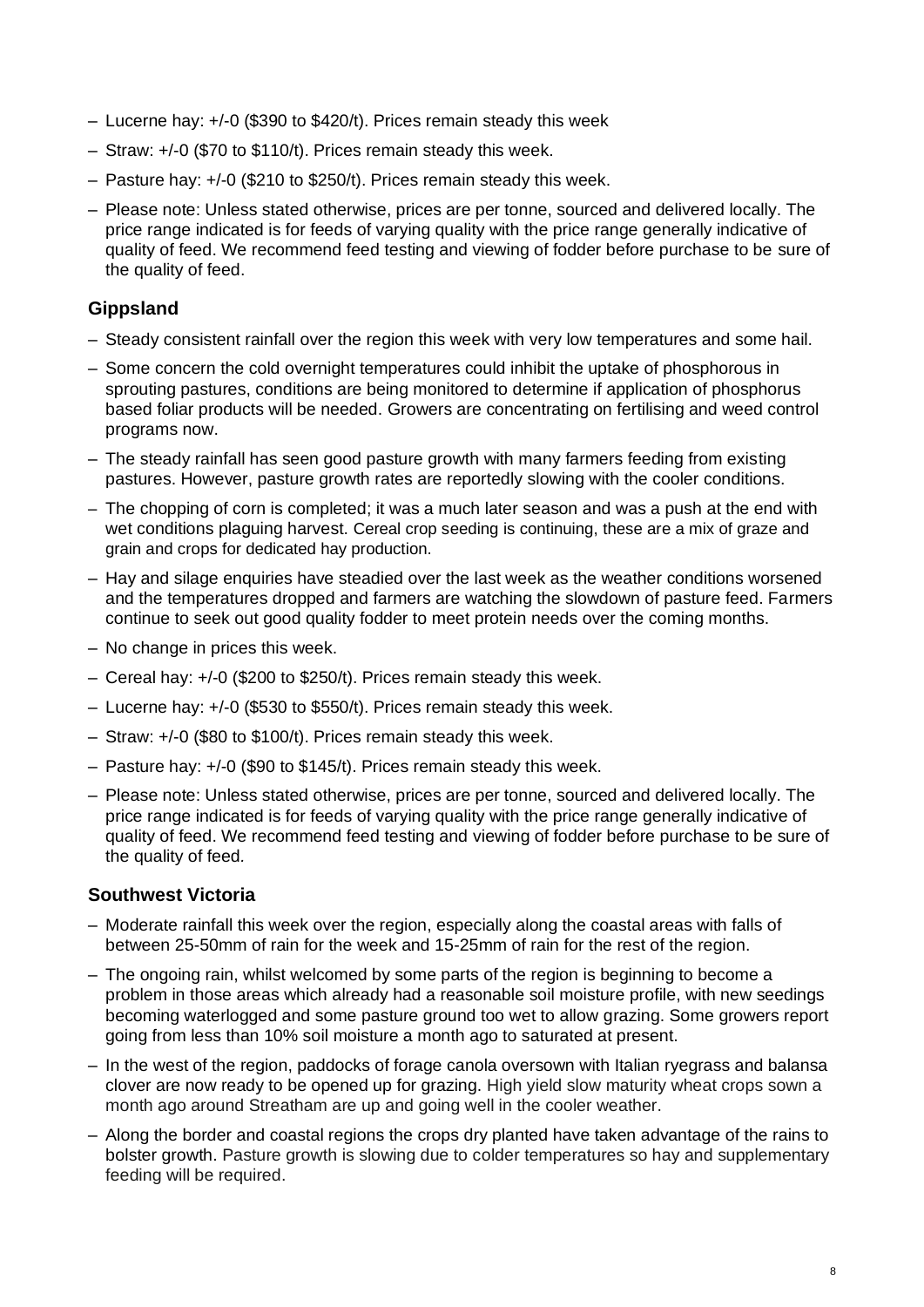- Lucerne hay: +/-0 ($390 to $420/t). Prices remain steady this week
- Straw: +/-0 ($70 to $110/t). Prices remain steady this week.
- Pasture hay: +/-0 ($210 to $250/t). Prices remain steady this week.
- Please note: Unless stated otherwise, prices are per tonne, sourced and delivered locally. The price range indicated is for feeds of varying quality with the price range generally indicative of quality of feed. We recommend feed testing and viewing of fodder before purchase to be sure of the quality of feed.

### Gippsland

- Steady consistent rainfall over the region this week with very low temperatures and some hail.
- Some concern the cold overnight temperatures could inhibit the uptake of phosphorous in sprouting pastures, conditions are being monitored to determine if application of phosphorus based foliar products will be needed. Growers are concentrating on fertilising and weed control programs now.
- The steady rainfall has seen good pasture growth with many farmers feeding from existing pastures. However, pasture growth rates are reportedly slowing with the cooler conditions.
- The chopping of corn is completed; it was a much later season and was a push at the end with wet conditions plaguing harvest. Cereal crop seeding is continuing, these are a mix of graze and grain and crops for dedicated hay production.
- Hay and silage enquiries have steadied over the last week as the weather conditions worsened and the temperatures dropped and farmers are watching the slowdown of pasture feed. Farmers continue to seek out good quality fodder to meet protein needs over the coming months.
- No change in prices this week.
- Cereal hay: +/-0 ($200 to $250/t). Prices remain steady this week.
- Lucerne hay: +/-0 ($530 to $550/t). Prices remain steady this week.
- Straw: +/-0 ($80 to $100/t). Prices remain steady this week.
- Pasture hay: +/-0 ($90 to $145/t). Prices remain steady this week.
- Please note: Unless stated otherwise, prices are per tonne, sourced and delivered locally. The price range indicated is for feeds of varying quality with the price range generally indicative of quality of feed. We recommend feed testing and viewing of fodder before purchase to be sure of the quality of feed.

### Southwest Victoria

- Moderate rainfall this week over the region, especially along the coastal areas with falls of between 25-50mm of rain for the week and 15-25mm of rain for the rest of the region.
- The ongoing rain, whilst welcomed by some parts of the region is beginning to become a problem in those areas which already had a reasonable soil moisture profile, with new seedings becoming waterlogged and some pasture ground too wet to allow grazing. Some growers report going from less than 10% soil moisture a month ago to saturated at present.
- In the west of the region, paddocks of forage canola oversown with Italian ryegrass and balansa clover are now ready to be opened up for grazing. High yield slow maturity wheat crops sown a month ago around Streatham are up and going well in the cooler weather.
- Along the border and coastal regions the crops dry planted have taken advantage of the rains to bolster growth. Pasture growth is slowing due to colder temperatures so hay and supplementary feeding will be required.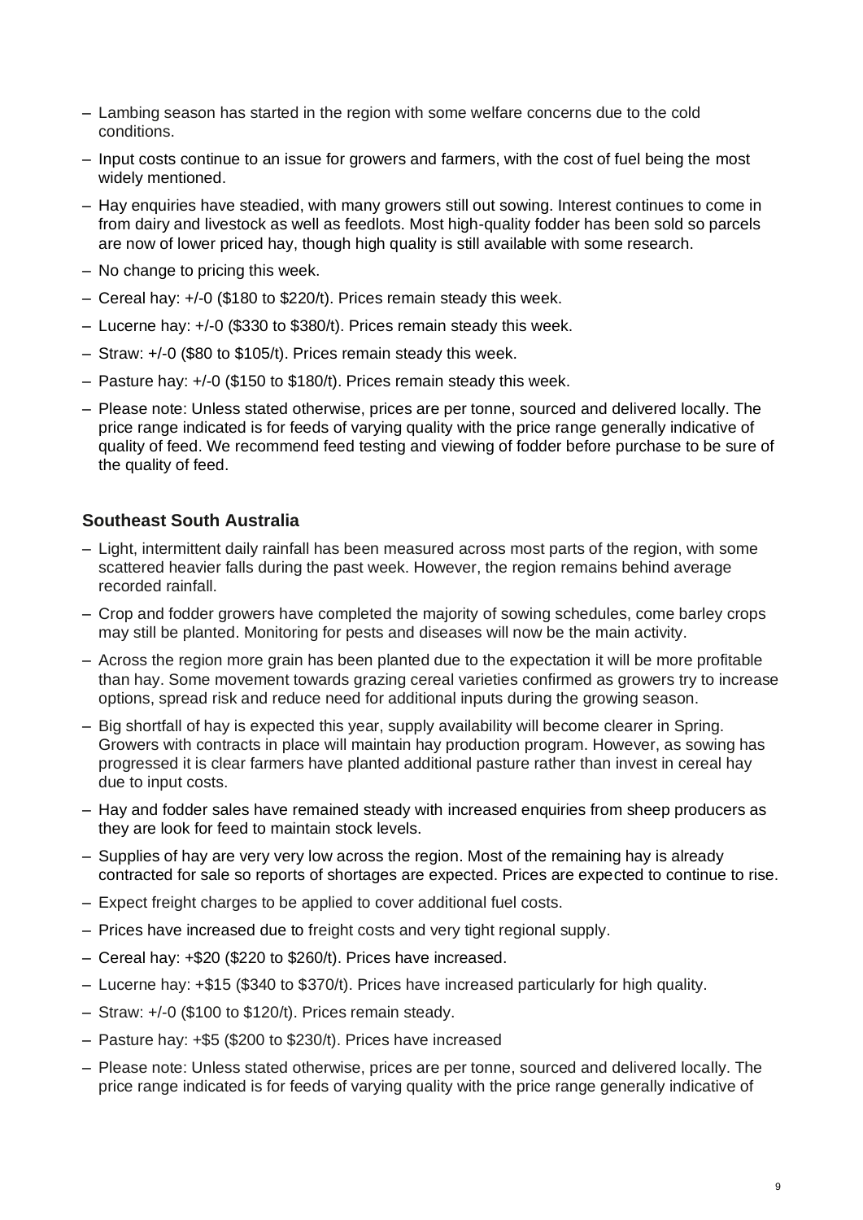- Lambing season has started in the region with some welfare concerns due to the cold conditions.
- Input costs continue to an issue for growers and farmers, with the cost of fuel being the most widely mentioned.
- Hay enquiries have steadied, with many growers still out sowing. Interest continues to come in from dairy and livestock as well as feedlots. Most high-quality fodder has been sold so parcels are now of lower priced hay, though high quality is still available with some research.
- No change to pricing this week.
- Cereal hay: +/-0 ($180 to $220/t). Prices remain steady this week.
- Lucerne hay: +/-0 ($330 to $380/t). Prices remain steady this week.
- Straw: +/-0 ($80 to $105/t). Prices remain steady this week.
- Pasture hay: +/-0 ($150 to $180/t). Prices remain steady this week.
- Please note: Unless stated otherwise, prices are per tonne, sourced and delivered locally. The price range indicated is for feeds of varying quality with the price range generally indicative of quality of feed. We recommend feed testing and viewing of fodder before purchase to be sure of the quality of feed.

### Southeast South Australia

- Light, intermittent daily rainfall has been measured across most parts of the region, with some scattered heavier falls during the past week. However, the region remains behind average recorded rainfall.
- Crop and fodder growers have completed the majority of sowing schedules, come barley crops may still be planted. Monitoring for pests and diseases will now be the main activity.
- Across the region more grain has been planted due to the expectation it will be more profitable than hay. Some movement towards grazing cereal varieties confirmed as growers try to increase options, spread risk and reduce need for additional inputs during the growing season.
- Big shortfall of hay is expected this year, supply availability will become clearer in Spring. Growers with contracts in place will maintain hay production program. However, as sowing has progressed it is clear farmers have planted additional pasture rather than invest in cereal hay due to input costs.
- Hay and fodder sales have remained steady with increased enquiries from sheep producers as they are look for feed to maintain stock levels.
- Supplies of hay are very very low across the region. Most of the remaining hay is already contracted for sale so reports of shortages are expected. Prices are expected to continue to rise.
- Expect freight charges to be applied to cover additional fuel costs.
- Prices have increased due to freight costs and very tight regional supply.
- Cereal hay: +$20 ($220 to $260/t). Prices have increased.
- Lucerne hay: +$15 ($340 to $370/t). Prices have increased particularly for high quality.
- Straw: +/-0 ($100 to $120/t). Prices remain steady.
- Pasture hay: +$5 ($200 to $230/t). Prices have increased
- Please note: Unless stated otherwise, prices are per tonne, sourced and delivered locally. The price range indicated is for feeds of varying quality with the price range generally indicative of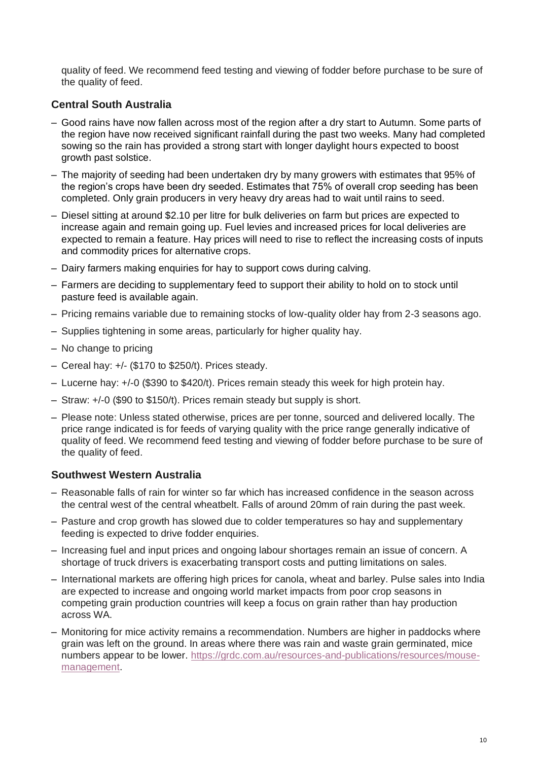quality of feed. We recommend feed testing and viewing of fodder before purchase to be sure of the quality of feed.

### Central South Australia

- Good rains have now fallen across most of the region after a dry start to Autumn. Some parts of the region have now received significant rainfall during the past two weeks. Many had completed sowing so the rain has provided a strong start with longer daylight hours expected to boost growth past solstice.
- The majority of seeding had been undertaken dry by many growers with estimates that 95% of the region's crops have been dry seeded. Estimates that 75% of overall crop seeding has been completed. Only grain producers in very heavy dry areas had to wait until rains to seed.
- Diesel sitting at around $2.10 per litre for bulk deliveries on farm but prices are expected to increase again and remain going up. Fuel levies and increased prices for local deliveries are expected to remain a feature. Hay prices will need to rise to reflect the increasing costs of inputs and commodity prices for alternative crops.
- Dairy farmers making enquiries for hay to support cows during calving.
- Farmers are deciding to supplementary feed to support their ability to hold on to stock until pasture feed is available again.
- Pricing remains variable due to remaining stocks of low-quality older hay from 2-3 seasons ago.
- Supplies tightening in some areas, particularly for higher quality hay.
- No change to pricing
- Cereal hay: +/- ($170 to $250/t). Prices steady.
- Lucerne hay: +/-0 ($390 to $420/t). Prices remain steady this week for high protein hay.
- Straw: +/-0 ($90 to $150/t). Prices remain steady but supply is short.
- Please note: Unless stated otherwise, prices are per tonne, sourced and delivered locally. The price range indicated is for feeds of varying quality with the price range generally indicative of quality of feed. We recommend feed testing and viewing of fodder before purchase to be sure of the quality of feed.

### Southwest Western Australia

- Reasonable falls of rain for winter so far which has increased confidence in the season across the central west of the central wheatbelt. Falls of around 20mm of rain during the past week.
- Pasture and crop growth has slowed due to colder temperatures so hay and supplementary feeding is expected to drive fodder enquiries.
- Increasing fuel and input prices and ongoing labour shortages remain an issue of concern. A shortage of truck drivers is exacerbating transport costs and putting limitations on sales.
- International markets are offering high prices for canola, wheat and barley. Pulse sales into India are expected to increase and ongoing world market impacts from poor crop seasons in competing grain production countries will keep a focus on grain rather than hay production across WA.
- Monitoring for mice activity remains a recommendation. Numbers are higher in paddocks where grain was left on the ground. In areas where there was rain and waste grain germinated, mice numbers appear to be lower. [https://grdc.com.au/resources-and-publications/resources/mouse-management](https://grdc.com.au/resources-and-publications/resources/mouse-management).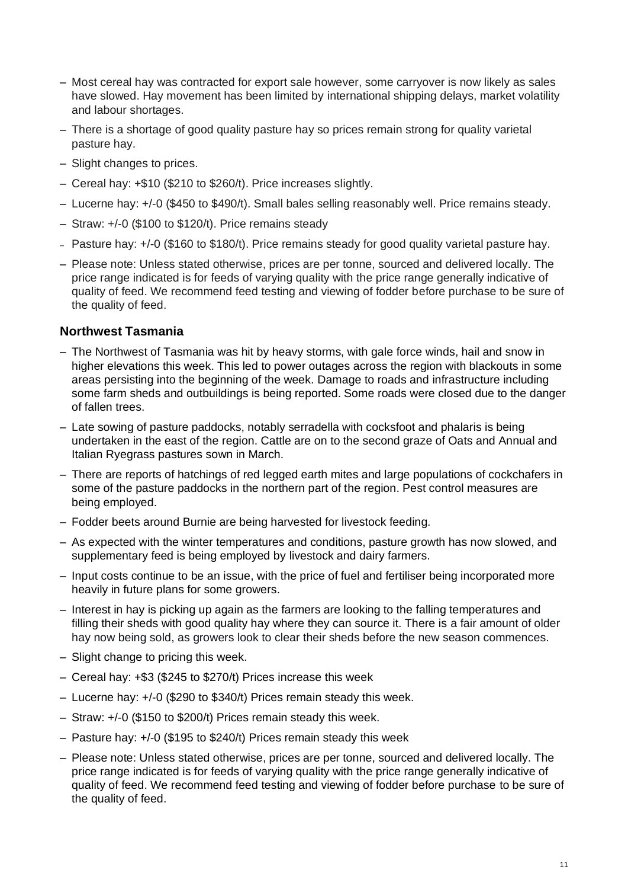- Most cereal hay was contracted for export sale however, some carryover is now likely as sales have slowed. Hay movement has been limited by international shipping delays, market volatility and labour shortages.
- There is a shortage of good quality pasture hay so prices remain strong for quality varietal pasture hay.
- Slight changes to prices.
- Cereal hay: +$10 ($210 to $260/t). Price increases slightly.
- Lucerne hay: +/-0 ($450 to $490/t). Small bales selling reasonably well. Price remains steady.
- Straw: +/-0 ($100 to $120/t). Price remains steady
- Pasture hay: +/-0 ($160 to $180/t). Price remains steady for good quality varietal pasture hay.
- Please note: Unless stated otherwise, prices are per tonne, sourced and delivered locally. The price range indicated is for feeds of varying quality with the price range generally indicative of quality of feed. We recommend feed testing and viewing of fodder before purchase to be sure of the quality of feed.

### Northwest Tasmania

- The Northwest of Tasmania was hit by heavy storms, with gale force winds, hail and snow in higher elevations this week. This led to power outages across the region with blackouts in some areas persisting into the beginning of the week. Damage to roads and infrastructure including some farm sheds and outbuildings is being reported. Some roads were closed due to the danger of fallen trees.
- Late sowing of pasture paddocks, notably serradella with cocksfoot and phalaris is being undertaken in the east of the region. Cattle are on to the second graze of Oats and Annual and Italian Ryegrass pastures sown in March.
- There are reports of hatchings of red legged earth mites and large populations of cockchafers in some of the pasture paddocks in the northern part of the region. Pest control measures are being employed.
- Fodder beets around Burnie are being harvested for livestock feeding.
- As expected with the winter temperatures and conditions, pasture growth has now slowed, and supplementary feed is being employed by livestock and dairy farmers.
- Input costs continue to be an issue, with the price of fuel and fertiliser being incorporated more heavily in future plans for some growers.
- Interest in hay is picking up again as the farmers are looking to the falling temperatures and filling their sheds with good quality hay where they can source it. There is a fair amount of older hay now being sold, as growers look to clear their sheds before the new season commences.
- Slight change to pricing this week.
- Cereal hay: +$3 ($245 to $270/t) Prices increase this week
- Lucerne hay: +/-0 ($290 to $340/t) Prices remain steady this week.
- Straw: +/-0 ($150 to $200/t) Prices remain steady this week.
- Pasture hay: +/-0 ($195 to $240/t) Prices remain steady this week
- Please note: Unless stated otherwise, prices are per tonne, sourced and delivered locally. The price range indicated is for feeds of varying quality with the price range generally indicative of quality of feed. We recommend feed testing and viewing of fodder before purchase to be sure of the quality of feed.